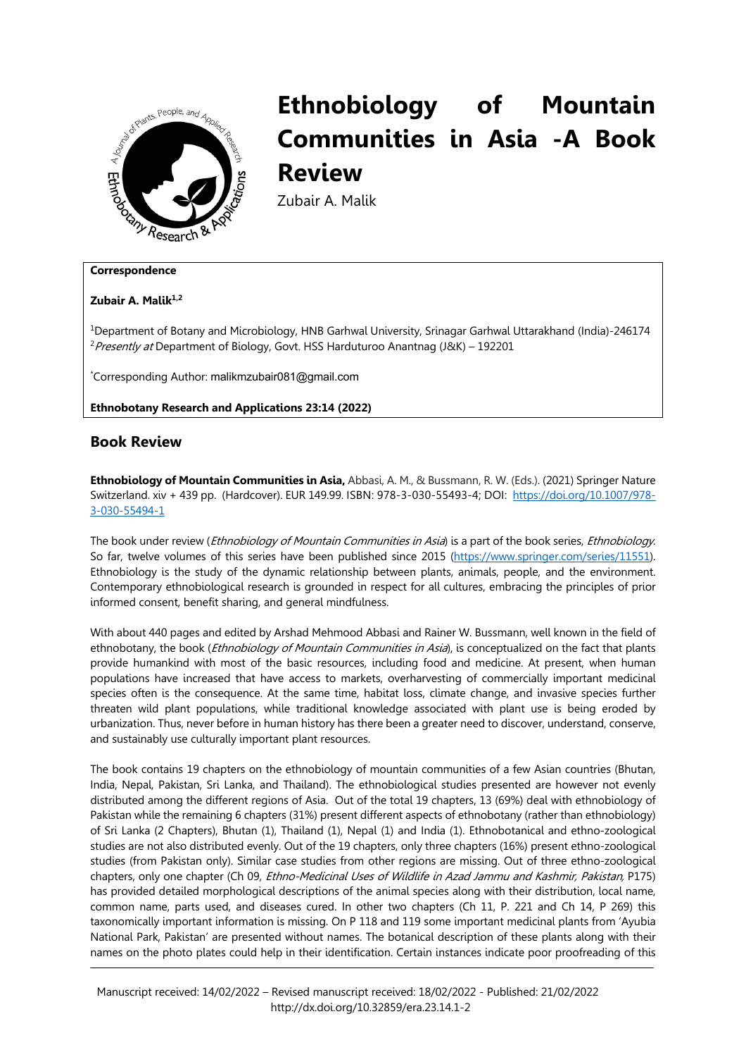# Ethnobiology of Mountain Communities in Asia -A Book Review

Zubair A. Malik

**Correspondence**

**Zubair A. Malik[1,2]**

[1]Department of Botany and Microbiology, HNB Garhwal University, Srinagar Garhwal Uttarakhand (India)-246174
[2]*Presently at* Department of Biology, Govt. HSS Harduturoo Anantnag (J&K) – 192201

*Corresponding Author: malikmzubair081@gmail.com

**Ethnobotany Research and Applications 23:14 (2022)**

## Book Review

**Ethnobiology of Mountain Communities in Asia,** Abbasi, A. M., & Bussmann, R. W. (Eds.). (2021) Springer Nature Switzerland. xiv + 439 pp. (Hardcover). EUR 149.99. ISBN: 978-3-030-55493-4; DOI: https://doi.org/10.1007/978-3-030-55494-1

The book under review (*Ethnobiology of Mountain Communities in Asia*) is a part of the book series, *Ethnobiology*. So far, twelve volumes of this series have been published since 2015 (https://www.springer.com/series/11551). Ethnobiology is the study of the dynamic relationship between plants, animals, people, and the environment. Contemporary ethnobiological research is grounded in respect for all cultures, embracing the principles of prior informed consent, benefit sharing, and general mindfulness.

With about 440 pages and edited by Arshad Mehmood Abbasi and Rainer W. Bussmann, well known in the field of ethnobotany, the book (*Ethnobiology of Mountain Communities in Asia*), is conceptualized on the fact that plants provide humankind with most of the basic resources, including food and medicine. At present, when human populations have increased that have access to markets, overharvesting of commercially important medicinal species often is the consequence. At the same time, habitat loss, climate change, and invasive species further threaten wild plant populations, while traditional knowledge associated with plant use is being eroded by urbanization. Thus, never before in human history has there been a greater need to discover, understand, conserve, and sustainably use culturally important plant resources.

The book contains 19 chapters on the ethnobiology of mountain communities of a few Asian countries (Bhutan, India, Nepal, Pakistan, Sri Lanka, and Thailand). The ethnobiological studies presented are however not evenly distributed among the different regions of Asia. Out of the total 19 chapters, 13 (69%) deal with ethnobiology of Pakistan while the remaining 6 chapters (31%) present different aspects of ethnobotany (rather than ethnobiology) of Sri Lanka (2 Chapters), Bhutan (1), Thailand (1), Nepal (1) and India (1). Ethnobotanical and ethno-zoological studies are not also distributed evenly. Out of the 19 chapters, only three chapters (16%) present ethno-zoological studies (from Pakistan only). Similar case studies from other regions are missing. Out of three ethno-zoological chapters, only one chapter (Ch 09, *Ethno-Medicinal Uses of Wildlife in Azad Jammu and Kashmir, Pakistan,* P175) has provided detailed morphological descriptions of the animal species along with their distribution, local name, common name, parts used, and diseases cured. In other two chapters (Ch 11, P. 221 and Ch 14, P 269) this taxonomically important information is missing. On P 118 and 119 some important medicinal plants from 'Ayubia National Park, Pakistan' are presented without names. The botanical description of these plants along with their names on the photo plates could help in their identification. Certain instances indicate poor proofreading of this

Manuscript received: 14/02/2022 – Revised manuscript received: 18/02/2022 - Published: 21/02/2022
http://dx.doi.org/10.32859/era.23.14.1-2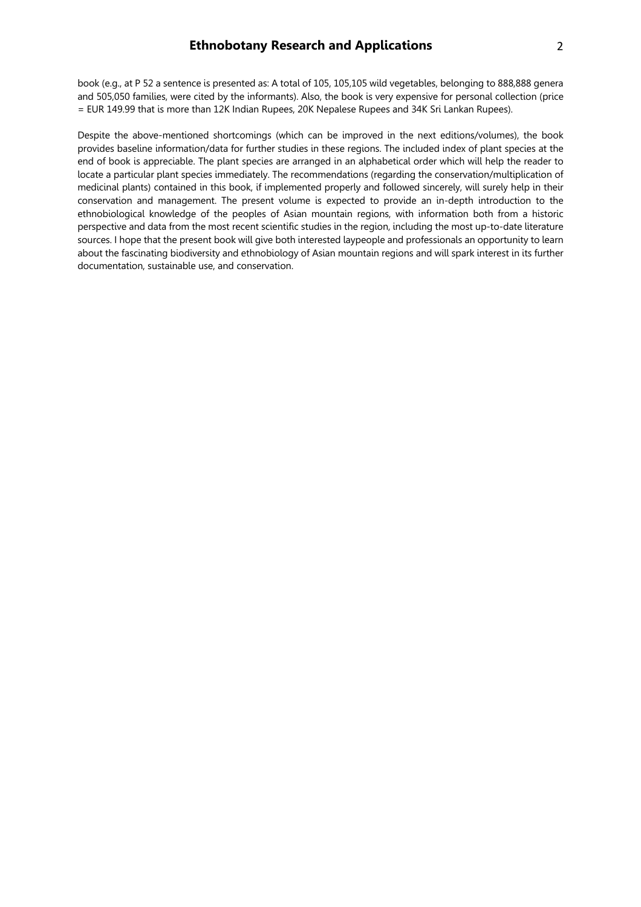book (e.g., at P 52 a sentence is presented as: A total of 105, 105,105 wild vegetables, belonging to 888,888 genera and 505,050 families, were cited by the informants). Also, the book is very expensive for personal collection (price = EUR 149.99 that is more than 12K Indian Rupees, 20K Nepalese Rupees and 34K Sri Lankan Rupees).

Despite the above-mentioned shortcomings (which can be improved in the next editions/volumes), the book provides baseline information/data for further studies in these regions. The included index of plant species at the end of book is appreciable. The plant species are arranged in an alphabetical order which will help the reader to locate a particular plant species immediately. The recommendations (regarding the conservation/multiplication of medicinal plants) contained in this book, if implemented properly and followed sincerely, will surely help in their conservation and management. The present volume is expected to provide an in-depth introduction to the ethnobiological knowledge of the peoples of Asian mountain regions, with information both from a historic perspective and data from the most recent scientific studies in the region, including the most up-to-date literature sources. I hope that the present book will give both interested laypeople and professionals an opportunity to learn about the fascinating biodiversity and ethnobiology of Asian mountain regions and will spark interest in its further documentation, sustainable use, and conservation.